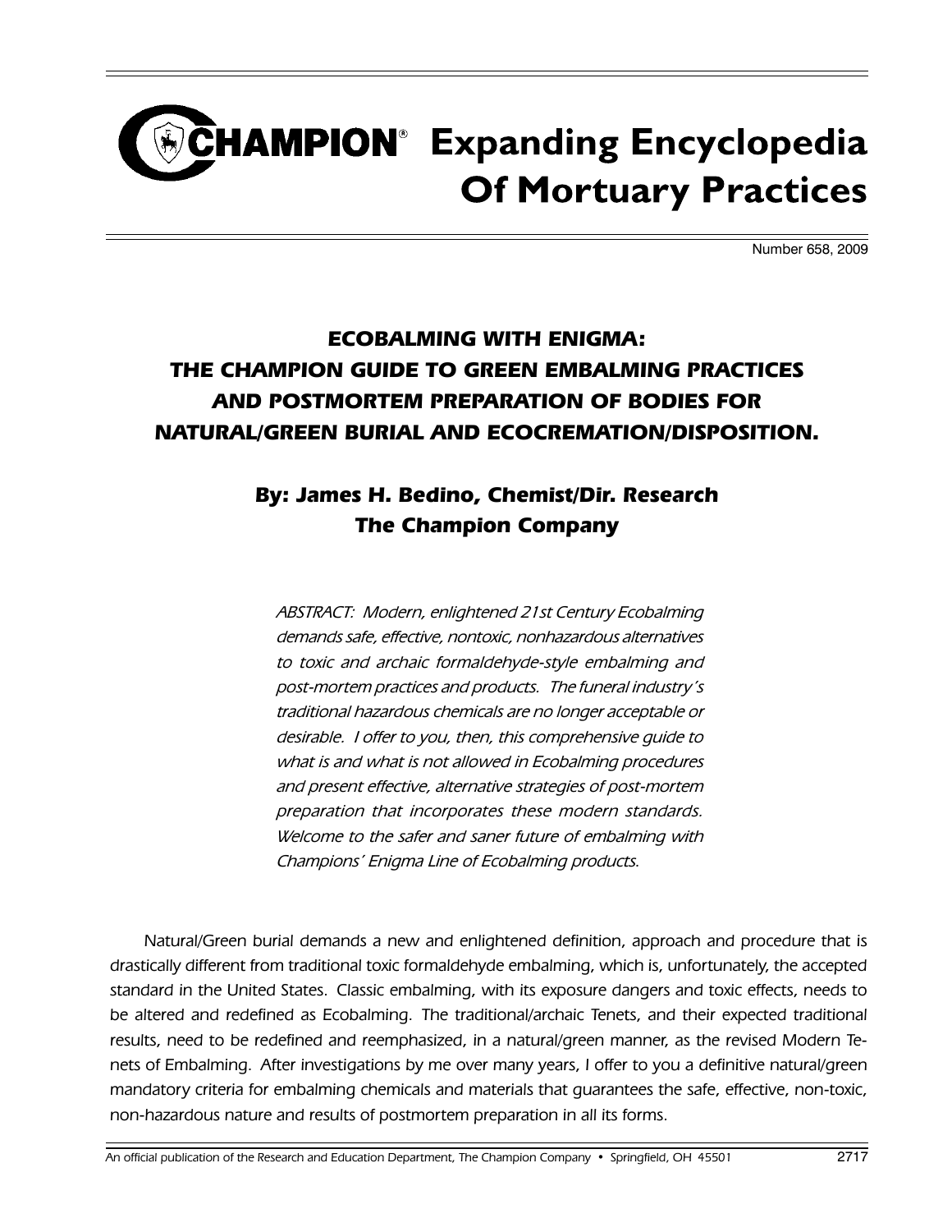# CHAMPION® Expanding Encyclopedia Of Mortuary Practices

Number 658, 2009

## *ECOBALMING WITH ENIGMA: THE CHAMPION GUIDE TO GREEN EMBALMING PRACTICES AND POSTMORTEM PREPARATION OF BODIES FOR NATURAL/GREEN BURIAL AND ECOCREMATION/DISPOSITION.*

### *By: James H. Bedino, Chemist/Dir. Research The Champion Company*

*ABSTRACT: Modern, enlightened 21st Century Ecobalming demands safe, effective, nontoxic, nonhazardous alternatives to toxic and archaic formaldehyde-style embalming and post-mortem practices and products. The funeral industry's traditional hazardous chemicals are no longer acceptable or desirable. I offer to you, then, this comprehensive guide to what is and what is not allowed in Ecobalming procedures and present effective, alternative strategies of post-mortem preparation that incorporates these modern standards. Welcome to the safer and saner future of embalming with Champions' Enigma Line of Ecobalming products.*

Natural/Green burial demands a new and enlightened definition, approach and procedure that is drastically different from traditional toxic formaldehyde embalming, which is, unfortunately, the accepted standard in the United States. Classic embalming, with its exposure dangers and toxic effects, needs to be altered and redefined as Ecobalming. The traditional/archaic Tenets, and their expected traditional results, need to be redefined and reemphasized, in a natural/green manner, as the revised Modern Tenets of Embalming. After investigations by me over many years, I offer to you a definitive natural/green mandatory criteria for embalming chemicals and materials that guarantees the safe, effective, non-toxic, non-hazardous nature and results of postmortem preparation in all its forms.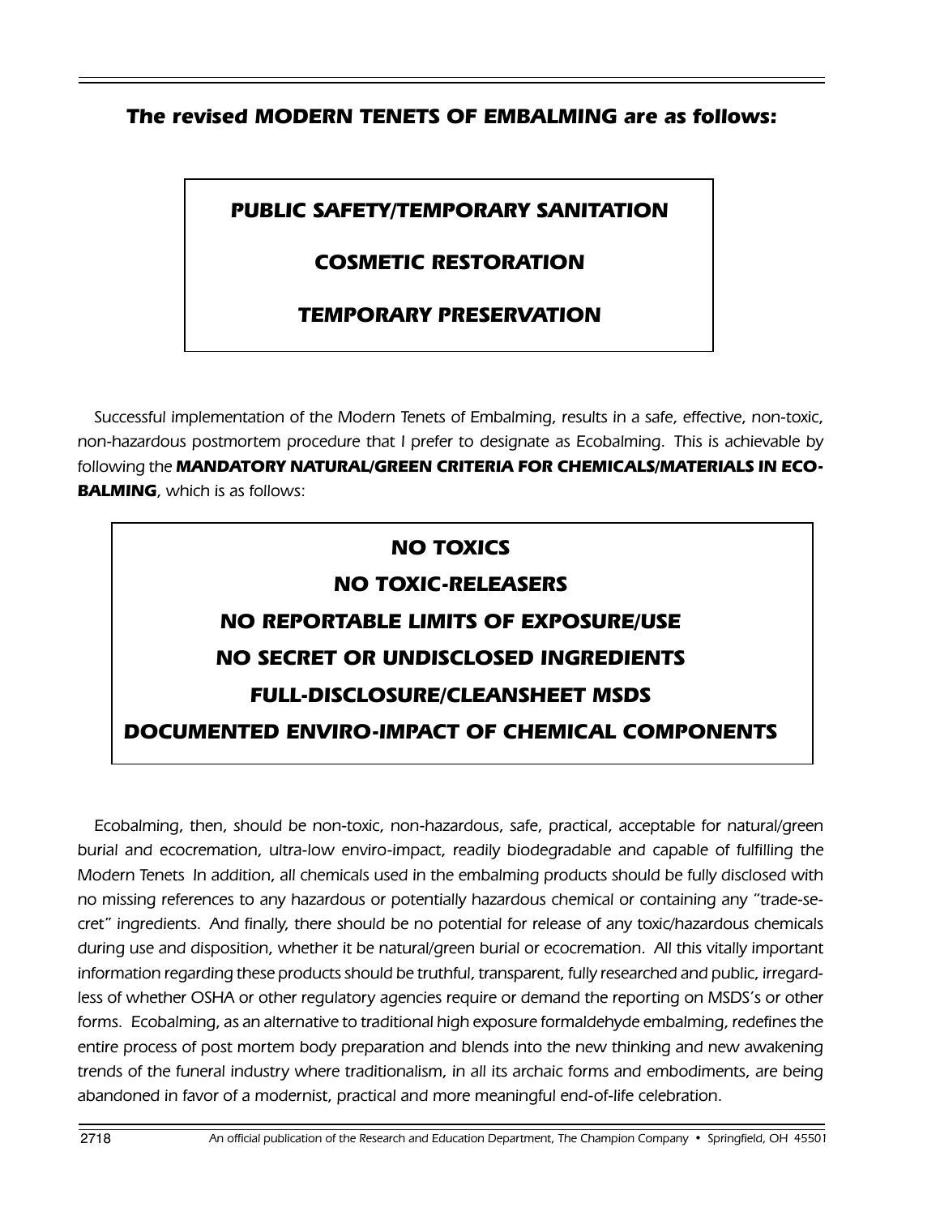***The revised MODERN TENETS OF EMBALMING are as follows:***

> ***PUBLIC SAFETY/TEMPORARY SANITATION***
>
> ***COSMETIC RESTORATION***
>
> ***TEMPORARY PRESERVATION***

*Successful implementation of the Modern Tenets of Embalming, results in a safe, effective, non-toxic, non-hazardous postmortem procedure that I prefer to designate as Ecobalming. This is achievable by following the* ***MANDATORY NATURAL/GREEN CRITERIA FOR CHEMICALS/MATERIALS IN ECO-BALMING****, which is as follows:*

> ***NO TOXICS***
>
> ***NO TOXIC-RELEASERS***
>
> ***NO REPORTABLE LIMITS OF EXPOSURE/USE***
>
> ***NO SECRET OR UNDISCLOSED INGREDIENTS***
>
> ***FULL-DISCLOSURE/CLEANSHEET MSDS***
>
> ***DOCUMENTED ENVIRO-IMPACT OF CHEMICAL COMPONENTS***

*Ecobalming, then, should be non-toxic, non-hazardous, safe, practical, acceptable for natural/green burial and ecocremation, ultra-low enviro-impact, readily biodegradable and capable of fulfilling the Modern Tenets In addition, all chemicals used in the embalming products should be fully disclosed with no missing references to any hazardous or potentially hazardous chemical or containing any "trade-secret" ingredients. And finally, there should be no potential for release of any toxic/hazardous chemicals during use and disposition, whether it be natural/green burial or ecocremation. All this vitally important information regarding these products should be truthful, transparent, fully researched and public, irregardless of whether OSHA or other regulatory agencies require or demand the reporting on MSDS's or other forms. Ecobalming, as an alternative to traditional high exposure formaldehyde embalming, redefines the entire process of post mortem body preparation and blends into the new thinking and new awakening trends of the funeral industry where traditionalism, in all its archaic forms and embodiments, are being abandoned in favor of a modernist, practical and more meaningful end-of-life celebration.*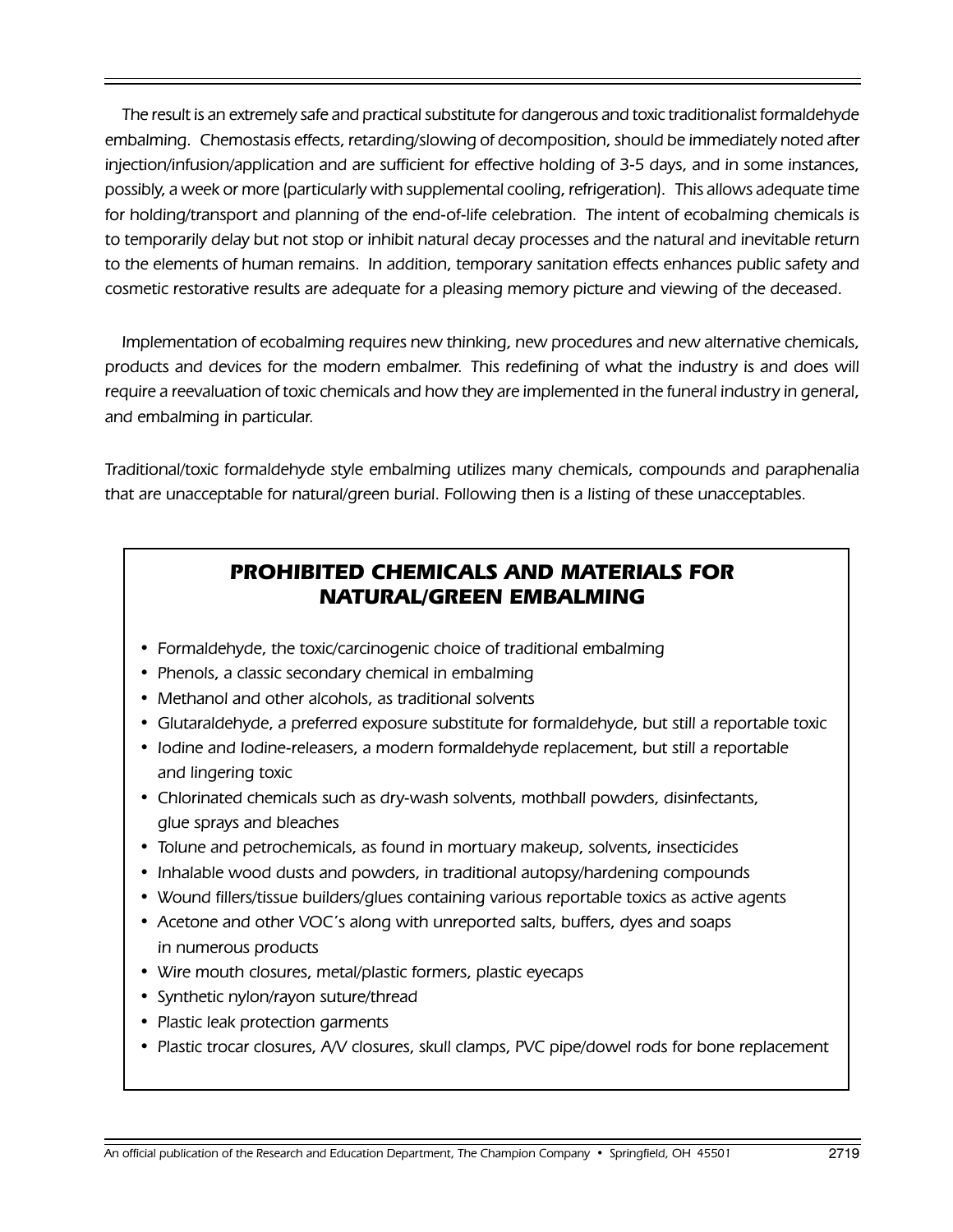*The result is an extremely safe and practical substitute for dangerous and toxic traditionalist formaldehyde embalming. Chemostasis effects, retarding/slowing of decomposition, should be immediately noted after injection/infusion/application and are sufficient for effective holding of 3-5 days, and in some instances, possibly, a week or more (particularly with supplemental cooling, refrigeration). This allows adequate time for holding/transport and planning of the end-of-life celebration. The intent of ecobalming chemicals is to temporarily delay but not stop or inhibit natural decay processes and the natural and inevitable return to the elements of human remains. In addition, temporary sanitation effects enhances public safety and cosmetic restorative results are adequate for a pleasing memory picture and viewing of the deceased.*

*Implementation of ecobalming requires new thinking, new procedures and new alternative chemicals, products and devices for the modern embalmer. This redefining of what the industry is and does will require a reevaluation of toxic chemicals and how they are implemented in the funeral industry in general, and embalming in particular.*

*Traditional/toxic formaldehyde style embalming utilizes many chemicals, compounds and paraphenalia that are unacceptable for natural/green burial. Following then is a listing of these unacceptables.*

## *PROHIBITED CHEMICALS AND MATERIALS FOR NATURAL/GREEN EMBALMING*

- *Formaldehyde, the toxic/carcinogenic choice of traditional embalming*
- *Phenols, a classic secondary chemical in embalming*
- *Methanol and other alcohols, as traditional solvents*
- *Glutaraldehyde, a preferred exposure substitute for formaldehyde, but still a reportable toxic*
- *Iodine and Iodine-releasers, a modern formaldehyde replacement, but still a reportable and lingering toxic*
- *Chlorinated chemicals such as dry-wash solvents, mothball powders, disinfectants, glue sprays and bleaches*
- *Tolune and petrochemicals, as found in mortuary makeup, solvents, insecticides*
- *Inhalable wood dusts and powders, in traditional autopsy/hardening compounds*
- *Wound fillers/tissue builders/glues containing various reportable toxics as active agents*
- *Acetone and other VOC's along with unreported salts, buffers, dyes and soaps in numerous products*
- *Wire mouth closures, metal/plastic formers, plastic eyecaps*
- *Synthetic nylon/rayon suture/thread*
- *Plastic leak protection garments*
- *Plastic trocar closures, A/V closures, skull clamps, PVC pipe/dowel rods for bone replacement*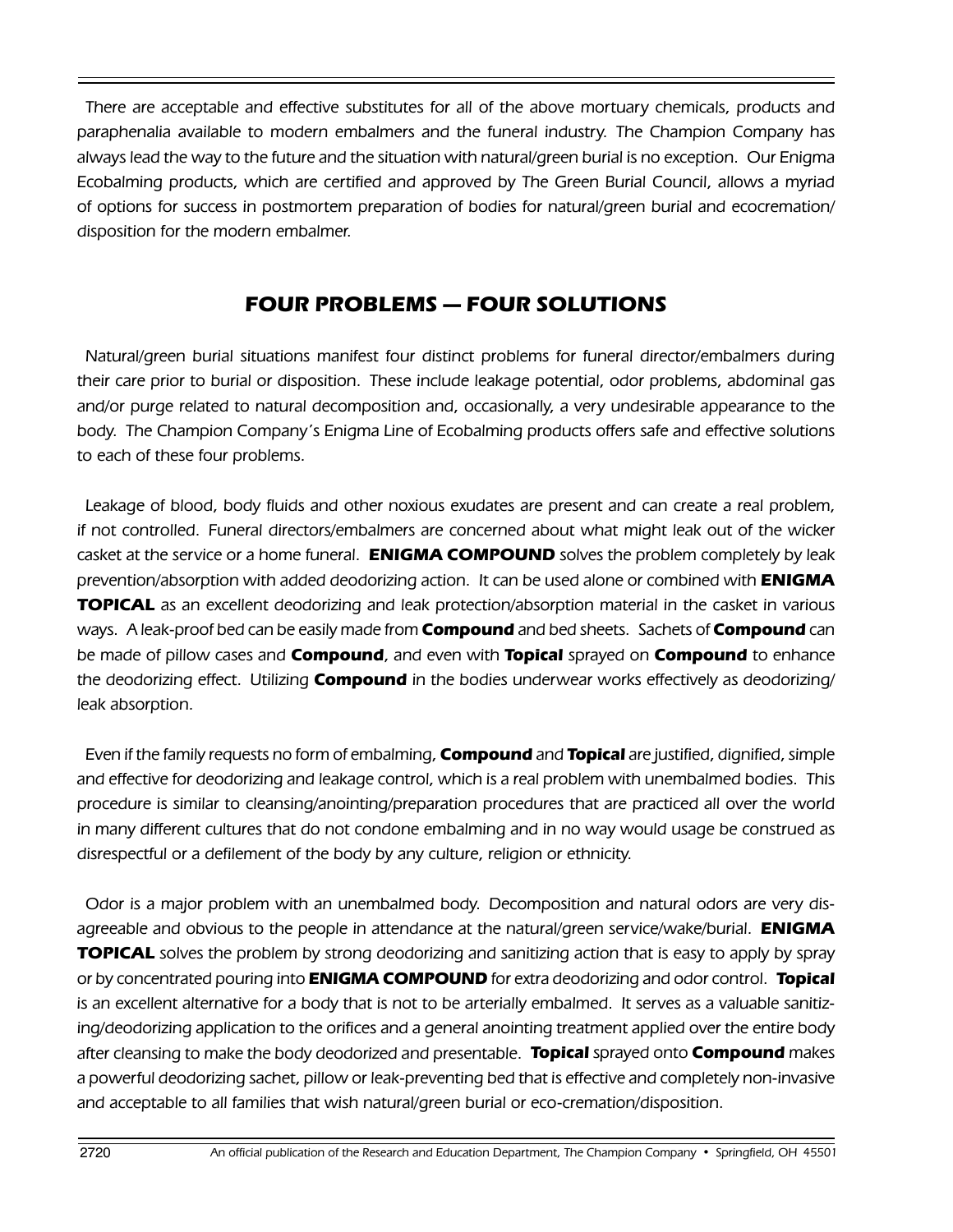There are acceptable and effective substitutes for all of the above mortuary chemicals, products and paraphenalia available to modern embalmers and the funeral industry. The Champion Company has always lead the way to the future and the situation with natural/green burial is no exception. Our Enigma Ecobalming products, which are certified and approved by The Green Burial Council, allows a myriad of options for success in postmortem preparation of bodies for natural/green burial and ecocremation/ disposition for the modern embalmer.

## FOUR PROBLEMS — FOUR SOLUTIONS

Natural/green burial situations manifest four distinct problems for funeral director/embalmers during their care prior to burial or disposition. These include leakage potential, odor problems, abdominal gas and/or purge related to natural decomposition and, occasionally, a very undesirable appearance to the body. The Champion Company's Enigma Line of Ecobalming products offers safe and effective solutions to each of these four problems.

Leakage of blood, body fluids and other noxious exudates are present and can create a real problem, if not controlled. Funeral directors/embalmers are concerned about what might leak out of the wicker casket at the service or a home funeral. **ENIGMA COMPOUND** solves the problem completely by leak prevention/absorption with added deodorizing action. It can be used alone or combined with **ENIGMA TOPICAL** as an excellent deodorizing and leak protection/absorption material in the casket in various ways. A leak-proof bed can be easily made from **Compound** and bed sheets. Sachets of **Compound** can be made of pillow cases and **Compound**, and even with **Topical** sprayed on **Compound** to enhance the deodorizing effect. Utilizing **Compound** in the bodies underwear works effectively as deodorizing/ leak absorption.

Even if the family requests no form of embalming, **Compound** and **Topical** are justified, dignified, simple and effective for deodorizing and leakage control, which is a real problem with unembalmed bodies. This procedure is similar to cleansing/anointing/preparation procedures that are practiced all over the world in many different cultures that do not condone embalming and in no way would usage be construed as disrespectful or a defilement of the body by any culture, religion or ethnicity.

Odor is a major problem with an unembalmed body. Decomposition and natural odors are very disagreeable and obvious to the people in attendance at the natural/green service/wake/burial. **ENIGMA TOPICAL** solves the problem by strong deodorizing and sanitizing action that is easy to apply by spray or by concentrated pouring into **ENIGMA COMPOUND** for extra deodorizing and odor control. **Topical** is an excellent alternative for a body that is not to be arterially embalmed. It serves as a valuable sanitizing/deodorizing application to the orifices and a general anointing treatment applied over the entire body after cleansing to make the body deodorized and presentable. **Topical** sprayed onto **Compound** makes a powerful deodorizing sachet, pillow or leak-preventing bed that is effective and completely non-invasive and acceptable to all families that wish natural/green burial or eco-cremation/disposition.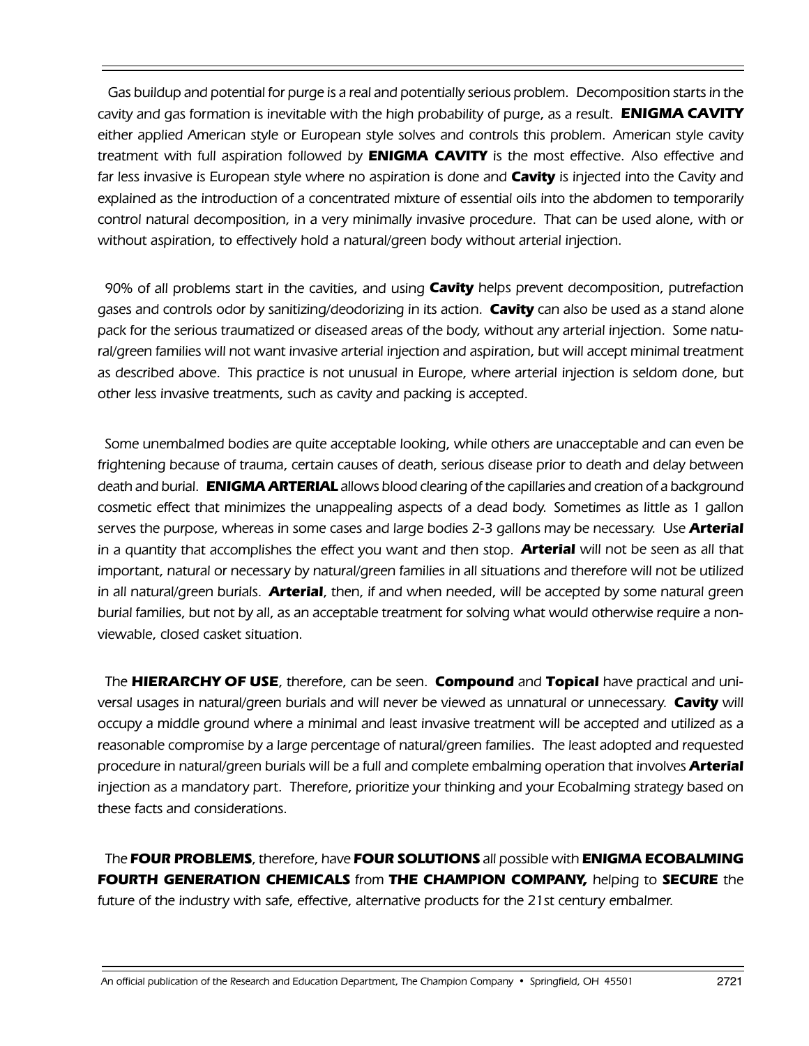Gas buildup and potential for purge is a real and potentially serious problem. Decomposition starts in the cavity and gas formation is inevitable with the high probability of purge, as a result. **ENIGMA CAVITY** either applied American style or European style solves and controls this problem. American style cavity treatment with full aspiration followed by **ENIGMA CAVITY** is the most effective. Also effective and far less invasive is European style where no aspiration is done and **Cavity** is injected into the Cavity and explained as the introduction of a concentrated mixture of essential oils into the abdomen to temporarily control natural decomposition, in a very minimally invasive procedure. That can be used alone, with or without aspiration, to effectively hold a natural/green body without arterial injection.

90% of all problems start in the cavities, and using **Cavity** helps prevent decomposition, putrefaction gases and controls odor by sanitizing/deodorizing in its action. **Cavity** can also be used as a stand alone pack for the serious traumatized or diseased areas of the body, without any arterial injection. Some natural/green families will not want invasive arterial injection and aspiration, but will accept minimal treatment as described above. This practice is not unusual in Europe, where arterial injection is seldom done, but other less invasive treatments, such as cavity and packing is accepted.

Some unembalmed bodies are quite acceptable looking, while others are unacceptable and can even be frightening because of trauma, certain causes of death, serious disease prior to death and delay between death and burial. **ENIGMA ARTERIAL** allows blood clearing of the capillaries and creation of a background cosmetic effect that minimizes the unappealing aspects of a dead body. Sometimes as little as 1 gallon serves the purpose, whereas in some cases and large bodies 2-3 gallons may be necessary. Use **Arterial** in a quantity that accomplishes the effect you want and then stop. **Arterial** will not be seen as all that important, natural or necessary by natural/green families in all situations and therefore will not be utilized in all natural/green burials. **Arterial**, then, if and when needed, will be accepted by some natural green burial families, but not by all, as an acceptable treatment for solving what would otherwise require a non-viewable, closed casket situation.

The **HIERARCHY OF USE**, therefore, can be seen. **Compound** and **Topical** have practical and universal usages in natural/green burials and will never be viewed as unnatural or unnecessary. **Cavity** will occupy a middle ground where a minimal and least invasive treatment will be accepted and utilized as a reasonable compromise by a large percentage of natural/green families. The least adopted and requested procedure in natural/green burials will be a full and complete embalming operation that involves **Arterial** injection as a mandatory part. Therefore, prioritize your thinking and your Ecobalming strategy based on these facts and considerations.

The **FOUR PROBLEMS**, therefore, have **FOUR SOLUTIONS** all possible with **ENIGMA ECOBALMING FOURTH GENERATION CHEMICALS** from **THE CHAMPION COMPANY,** helping to **SECURE** the future of the industry with safe, effective, alternative products for the 21st century embalmer.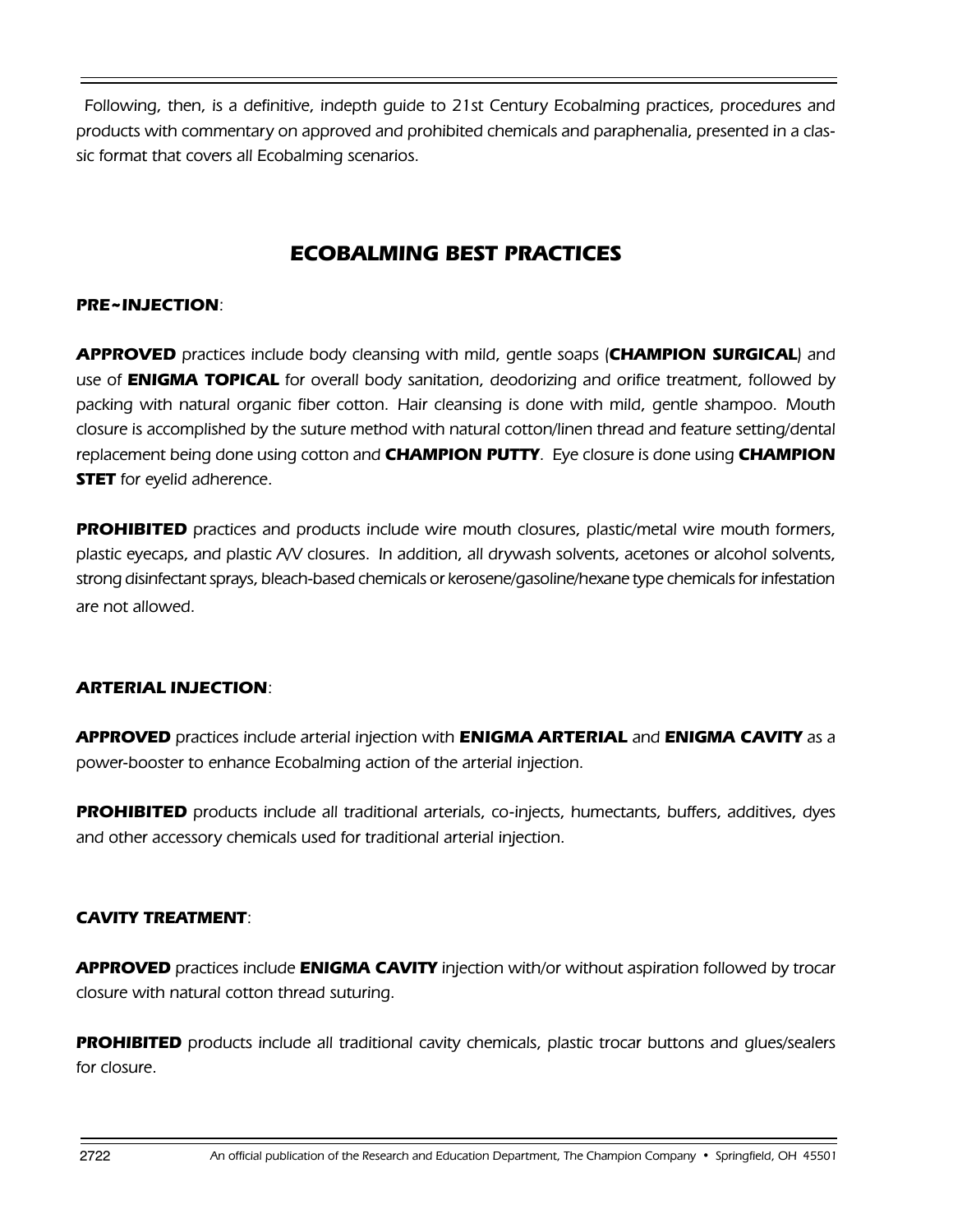Following, then, is a definitive, indepth guide to 21st Century Ecobalming practices, procedures and products with commentary on approved and prohibited chemicals and paraphenalia, presented in a classic format that covers all Ecobalming scenarios.

## ECOBALMING BEST PRACTICES

### PRE~INJECTION:

**APPROVED** practices include body cleansing with mild, gentle soaps (**CHAMPION SURGICAL**) and use of **ENIGMA TOPICAL** for overall body sanitation, deodorizing and orifice treatment, followed by packing with natural organic fiber cotton. Hair cleansing is done with mild, gentle shampoo. Mouth closure is accomplished by the suture method with natural cotton/linen thread and feature setting/dental replacement being done using cotton and **CHAMPION PUTTY**. Eye closure is done using **CHAMPION STET** for eyelid adherence.

**PROHIBITED** practices and products include wire mouth closures, plastic/metal wire mouth formers, plastic eyecaps, and plastic A/V closures. In addition, all drywash solvents, acetones or alcohol solvents, strong disinfectant sprays, bleach-based chemicals or kerosene/gasoline/hexane type chemicals for infestation are not allowed.

### ARTERIAL INJECTION:

**APPROVED** practices include arterial injection with **ENIGMA ARTERIAL** and **ENIGMA CAVITY** as a power-booster to enhance Ecobalming action of the arterial injection.

**PROHIBITED** products include all traditional arterials, co-injects, humectants, buffers, additives, dyes and other accessory chemicals used for traditional arterial injection.

### CAVITY TREATMENT:

**APPROVED** practices include **ENIGMA CAVITY** injection with/or without aspiration followed by trocar closure with natural cotton thread suturing.

**PROHIBITED** products include all traditional cavity chemicals, plastic trocar buttons and glues/sealers for closure.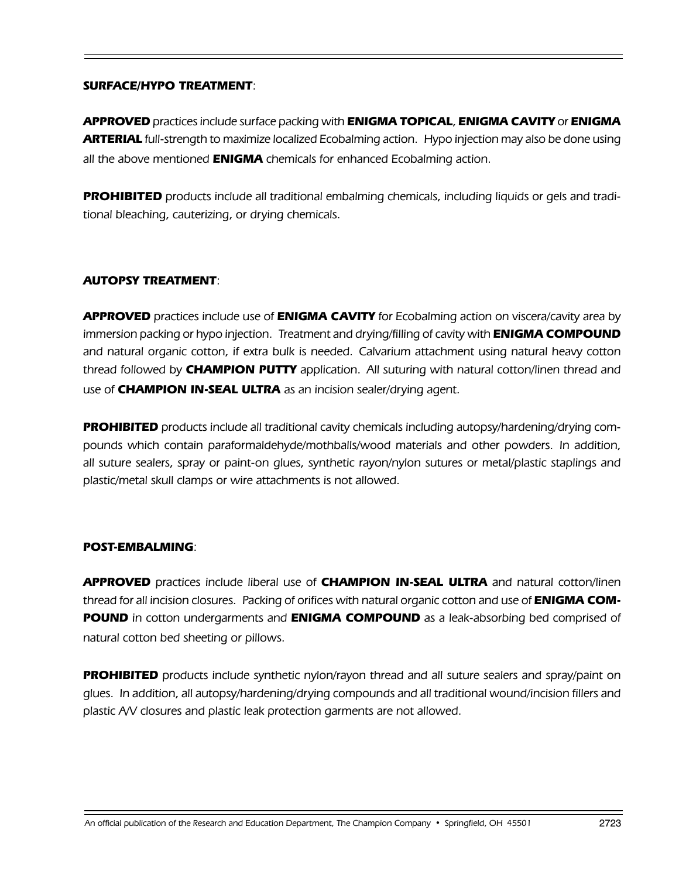***SURFACE/HYPO TREATMENT***:

***APPROVED*** practices include surface packing with **ENIGMA TOPICAL**, **ENIGMA CAVITY** or **ENIGMA ARTERIAL** full-strength to maximize localized Ecobalming action. Hypo injection may also be done using all the above mentioned **ENIGMA** chemicals for enhanced Ecobalming action.

**PROHIBITED** products include all traditional embalming chemicals, including liquids or gels and traditional bleaching, cauterizing, or drying chemicals.

***AUTOPSY TREATMENT***:

***APPROVED*** practices include use of **ENIGMA CAVITY** for Ecobalming action on viscera/cavity area by immersion packing or hypo injection. Treatment and drying/filling of cavity with **ENIGMA COMPOUND** and natural organic cotton, if extra bulk is needed. Calvarium attachment using natural heavy cotton thread followed by **CHAMPION PUTTY** application. All suturing with natural cotton/linen thread and use of **CHAMPION IN-SEAL ULTRA** as an incision sealer/drying agent.

**PROHIBITED** products include all traditional cavity chemicals including autopsy/hardening/drying compounds which contain paraformaldehyde/mothballs/wood materials and other powders. In addition, all suture sealers, spray or paint-on glues, synthetic rayon/nylon sutures or metal/plastic staplings and plastic/metal skull clamps or wire attachments is not allowed.

***POST-EMBALMING***:

***APPROVED*** practices include liberal use of **CHAMPION IN-SEAL ULTRA** and natural cotton/linen thread for all incision closures. Packing of orifices with natural organic cotton and use of **ENIGMA COMPOUND** in cotton undergarments and **ENIGMA COMPOUND** as a leak-absorbing bed comprised of natural cotton bed sheeting or pillows.

**PROHIBITED** products include synthetic nylon/rayon thread and all suture sealers and spray/paint on glues. In addition, all autopsy/hardening/drying compounds and all traditional wound/incision fillers and plastic A/V closures and plastic leak protection garments are not allowed.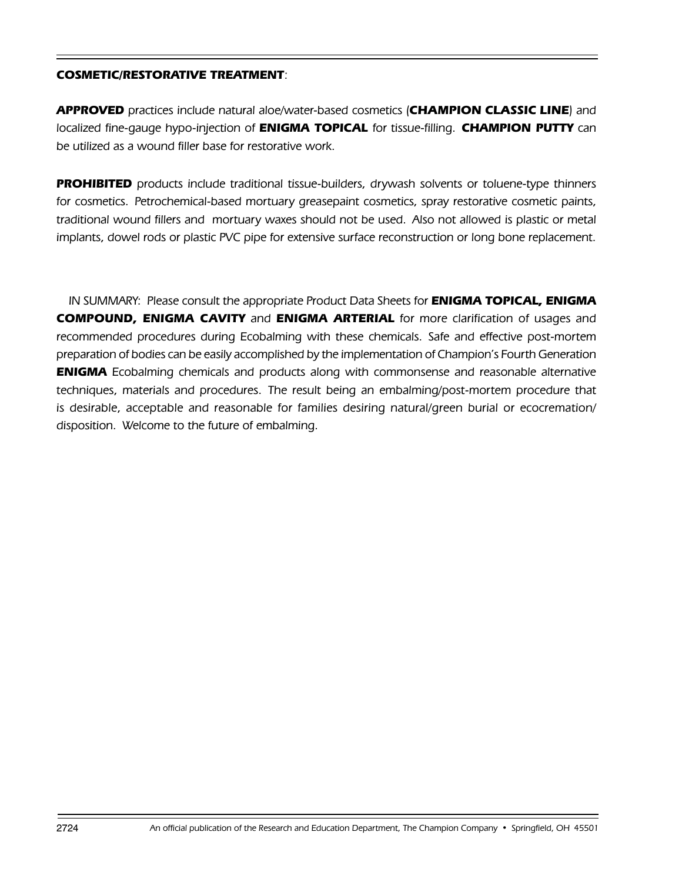***COSMETIC/RESTORATIVE TREATMENT***:

***APPROVED*** *practices include natural aloe/water-based cosmetics (**CHAMPION CLASSIC LINE**) and localized fine-gauge hypo-injection of **ENIGMA TOPICAL** for tissue-filling. **CHAMPION PUTTY** can be utilized as a wound filler base for restorative work.*

***PROHIBITED*** *products include traditional tissue-builders, drywash solvents or toluene-type thinners for cosmetics. Petrochemical-based mortuary greasepaint cosmetics, spray restorative cosmetic paints, traditional wound fillers and mortuary waxes should not be used. Also not allowed is plastic or metal implants, dowel rods or plastic PVC pipe for extensive surface reconstruction or long bone replacement.*

*IN SUMMARY: Please consult the appropriate Product Data Sheets for **ENIGMA TOPICAL, ENIGMA COMPOUND, ENIGMA CAVITY** and **ENIGMA ARTERIAL** for more clarification of usages and recommended procedures during Ecobalming with these chemicals. Safe and effective post-mortem preparation of bodies can be easily accomplished by the implementation of Champion's Fourth Generation **ENIGMA** Ecobalming chemicals and products along with commonsense and reasonable alternative techniques, materials and procedures. The result being an embalming/post-mortem procedure that is desirable, acceptable and reasonable for families desiring natural/green burial or ecocremation/ disposition. Welcome to the future of embalming.*